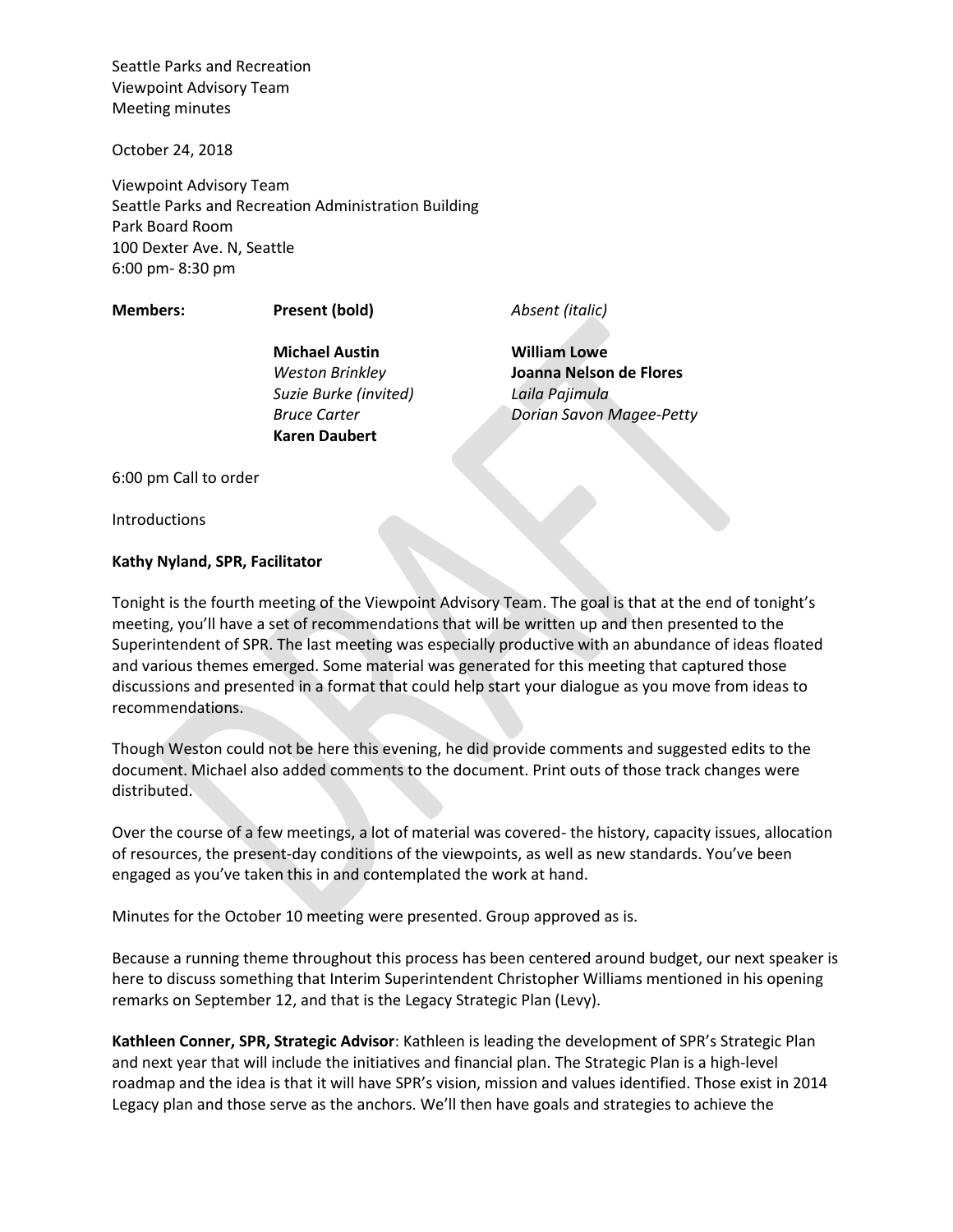Seattle Parks and Recreation
Viewpoint Advisory Team
Meeting minutes

October 24, 2018

Viewpoint Advisory Team
Seattle Parks and Recreation Administration Building
Park Board Room
100 Dexter Ave. N, Seattle
6:00 pm- 8:30 pm

| **Members:** | **Present (bold)** | *Absent (italic)* |
|---|---|---|
| | **Michael Austin** | **William Lowe** |
| | *Weston Brinkley* | **Joanna Nelson de Flores** |
| | *Suzie Burke (invited)* | *Laila Pajimula* |
| | *Bruce Carter* | *Dorian Savon Magee-Petty* |
| | **Karen Daubert** | |

6:00 pm Call to order

Introductions

**Kathy Nyland, SPR, Facilitator**

Tonight is the fourth meeting of the Viewpoint Advisory Team. The goal is that at the end of tonight's meeting, you'll have a set of recommendations that will be written up and then presented to the Superintendent of SPR. The last meeting was especially productive with an abundance of ideas floated and various themes emerged. Some material was generated for this meeting that captured those discussions and presented in a format that could help start your dialogue as you move from ideas to recommendations.

Though Weston could not be here this evening, he did provide comments and suggested edits to the document. Michael also added comments to the document. Print outs of those track changes were distributed.

Over the course of a few meetings, a lot of material was covered- the history, capacity issues, allocation of resources, the present-day conditions of the viewpoints, as well as new standards. You've been engaged as you've taken this in and contemplated the work at hand.

Minutes for the October 10 meeting were presented. Group approved as is.

Because a running theme throughout this process has been centered around budget, our next speaker is here to discuss something that Interim Superintendent Christopher Williams mentioned in his opening remarks on September 12, and that is the Legacy Strategic Plan (Levy).

**Kathleen Conner, SPR, Strategic Advisor**: Kathleen is leading the development of SPR's Strategic Plan and next year that will include the initiatives and financial plan. The Strategic Plan is a high-level roadmap and the idea is that it will have SPR's vision, mission and values identified. Those exist in 2014 Legacy plan and those serve as the anchors. We'll then have goals and strategies to achieve the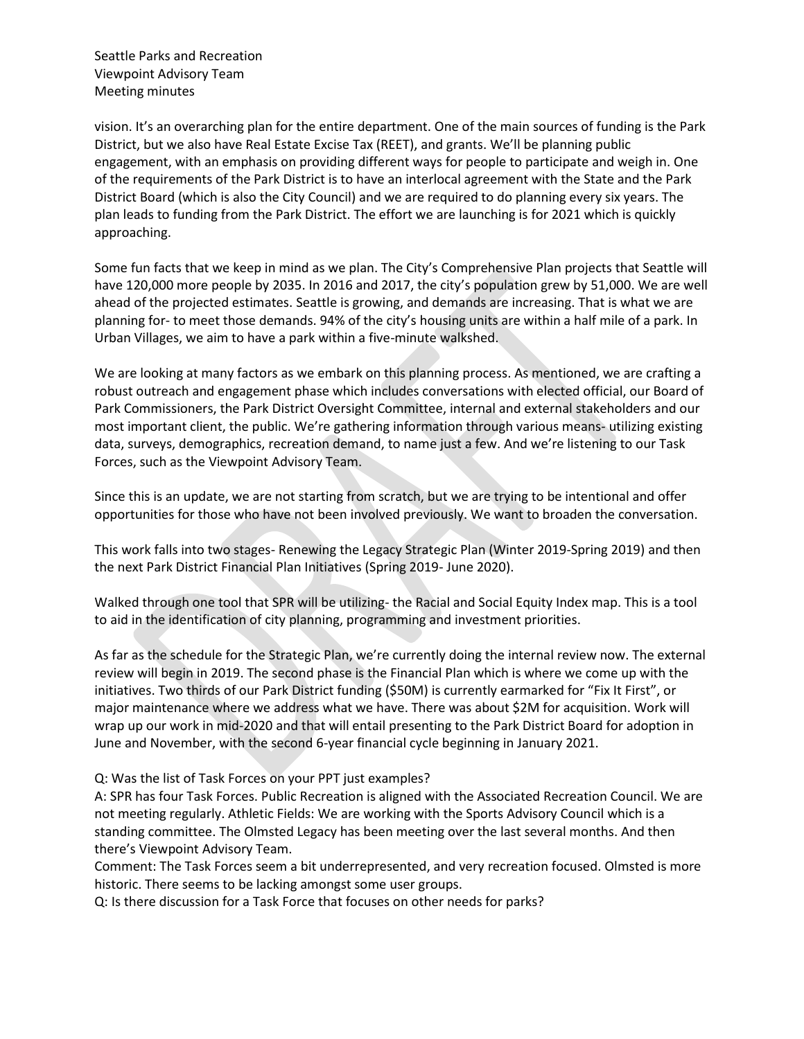vision. It's an overarching plan for the entire department. One of the main sources of funding is the Park District, but we also have Real Estate Excise Tax (REET), and grants. We'll be planning public engagement, with an emphasis on providing different ways for people to participate and weigh in. One of the requirements of the Park District is to have an interlocal agreement with the State and the Park District Board (which is also the City Council) and we are required to do planning every six years. The plan leads to funding from the Park District. The effort we are launching is for 2021 which is quickly approaching.

Some fun facts that we keep in mind as we plan. The City's Comprehensive Plan projects that Seattle will have 120,000 more people by 2035. In 2016 and 2017, the city's population grew by 51,000. We are well ahead of the projected estimates. Seattle is growing, and demands are increasing. That is what we are planning for- to meet those demands. 94% of the city's housing units are within a half mile of a park. In Urban Villages, we aim to have a park within a five-minute walkshed.

We are looking at many factors as we embark on this planning process. As mentioned, we are crafting a robust outreach and engagement phase which includes conversations with elected official, our Board of Park Commissioners, the Park District Oversight Committee, internal and external stakeholders and our most important client, the public. We're gathering information through various means- utilizing existing data, surveys, demographics, recreation demand, to name just a few. And we're listening to our Task Forces, such as the Viewpoint Advisory Team.

Since this is an update, we are not starting from scratch, but we are trying to be intentional and offer opportunities for those who have not been involved previously. We want to broaden the conversation.

This work falls into two stages- Renewing the Legacy Strategic Plan (Winter 2019-Spring 2019) and then the next Park District Financial Plan Initiatives (Spring 2019- June 2020).

Walked through one tool that SPR will be utilizing- the Racial and Social Equity Index map. This is a tool to aid in the identification of city planning, programming and investment priorities.

As far as the schedule for the Strategic Plan, we're currently doing the internal review now. The external review will begin in 2019. The second phase is the Financial Plan which is where we come up with the initiatives. Two thirds of our Park District funding ($50M) is currently earmarked for "Fix It First", or major maintenance where we address what we have. There was about $2M for acquisition. Work will wrap up our work in mid-2020 and that will entail presenting to the Park District Board for adoption in June and November, with the second 6-year financial cycle beginning in January 2021.

Q: Was the list of Task Forces on your PPT just examples?
A: SPR has four Task Forces. Public Recreation is aligned with the Associated Recreation Council. We are not meeting regularly. Athletic Fields: We are working with the Sports Advisory Council which is a standing committee. The Olmsted Legacy has been meeting over the last several months. And then there's Viewpoint Advisory Team.
Comment: The Task Forces seem a bit underrepresented, and very recreation focused. Olmsted is more historic. There seems to be lacking amongst some user groups.
Q: Is there discussion for a Task Force that focuses on other needs for parks?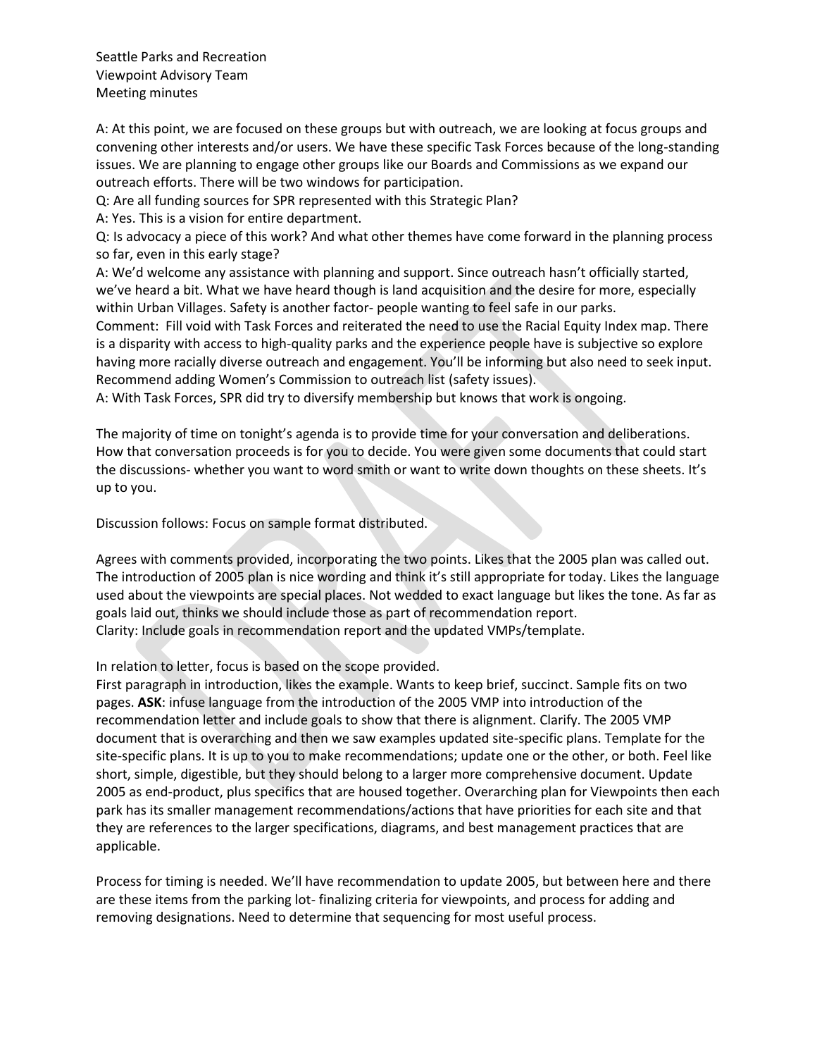Seattle Parks and Recreation
Viewpoint Advisory Team
Meeting minutes

A: At this point, we are focused on these groups but with outreach, we are looking at focus groups and convening other interests and/or users. We have these specific Task Forces because of the long-standing issues. We are planning to engage other groups like our Boards and Commissions as we expand our outreach efforts. There will be two windows for participation.

Q: Are all funding sources for SPR represented with this Strategic Plan?

A: Yes. This is a vision for entire department.

Q: Is advocacy a piece of this work? And what other themes have come forward in the planning process so far, even in this early stage?

A: We'd welcome any assistance with planning and support. Since outreach hasn't officially started, we've heard a bit. What we have heard though is land acquisition and the desire for more, especially within Urban Villages. Safety is another factor- people wanting to feel safe in our parks.

Comment: Fill void with Task Forces and reiterated the need to use the Racial Equity Index map. There is a disparity with access to high-quality parks and the experience people have is subjective so explore having more racially diverse outreach and engagement. You'll be informing but also need to seek input. Recommend adding Women's Commission to outreach list (safety issues).

A: With Task Forces, SPR did try to diversify membership but knows that work is ongoing.

The majority of time on tonight's agenda is to provide time for your conversation and deliberations. How that conversation proceeds is for you to decide. You were given some documents that could start the discussions- whether you want to word smith or want to write down thoughts on these sheets. It's up to you.

Discussion follows: Focus on sample format distributed.

Agrees with comments provided, incorporating the two points. Likes that the 2005 plan was called out. The introduction of 2005 plan is nice wording and think it's still appropriate for today. Likes the language used about the viewpoints are special places. Not wedded to exact language but likes the tone. As far as goals laid out, thinks we should include those as part of recommendation report.

Clarity: Include goals in recommendation report and the updated VMPs/template.

In relation to letter, focus is based on the scope provided.

First paragraph in introduction, likes the example. Wants to keep brief, succinct. Sample fits on two pages. **ASK**: infuse language from the introduction of the 2005 VMP into introduction of the recommendation letter and include goals to show that there is alignment. Clarify. The 2005 VMP document that is overarching and then we saw examples updated site-specific plans. Template for the site-specific plans. It is up to you to make recommendations; update one or the other, or both. Feel like short, simple, digestible, but they should belong to a larger more comprehensive document. Update 2005 as end-product, plus specifics that are housed together. Overarching plan for Viewpoints then each park has its smaller management recommendations/actions that have priorities for each site and that they are references to the larger specifications, diagrams, and best management practices that are applicable.

Process for timing is needed. We'll have recommendation to update 2005, but between here and there are these items from the parking lot- finalizing criteria for viewpoints, and process for adding and removing designations. Need to determine that sequencing for most useful process.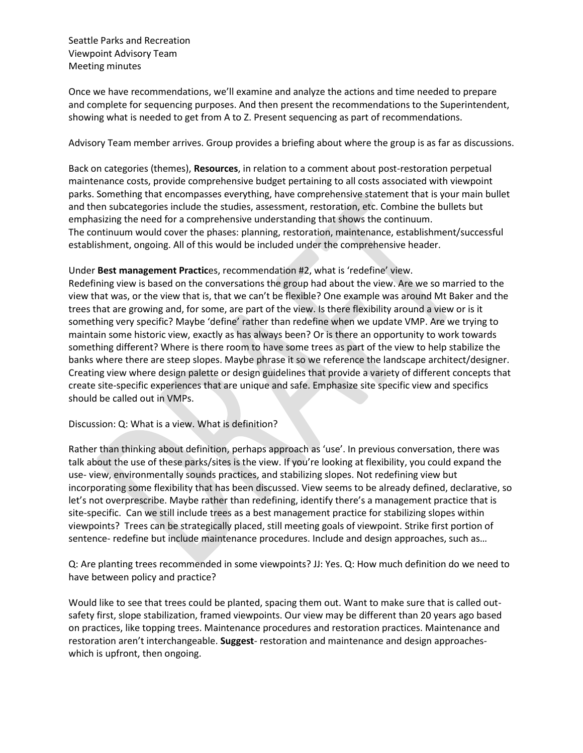Seattle Parks and Recreation
Viewpoint Advisory Team
Meeting minutes

Once we have recommendations, we'll examine and analyze the actions and time needed to prepare and complete for sequencing purposes. And then present the recommendations to the Superintendent, showing what is needed to get from A to Z. Present sequencing as part of recommendations.

Advisory Team member arrives. Group provides a briefing about where the group is as far as discussions.

Back on categories (themes), **Resources**, in relation to a comment about post-restoration perpetual maintenance costs, provide comprehensive budget pertaining to all costs associated with viewpoint parks. Something that encompasses everything, have comprehensive statement that is your main bullet and then subcategories include the studies, assessment, restoration, etc. Combine the bullets but emphasizing the need for a comprehensive understanding that shows the continuum.
The continuum would cover the phases: planning, restoration, maintenance, establishment/successful establishment, ongoing. All of this would be included under the comprehensive header.

Under **Best management Practic**es, recommendation #2, what is 'redefine' view.
Redefining view is based on the conversations the group had about the view. Are we so married to the view that was, or the view that is, that we can't be flexible? One example was around Mt Baker and the trees that are growing and, for some, are part of the view. Is there flexibility around a view or is it something very specific? Maybe 'define' rather than redefine when we update VMP. Are we trying to maintain some historic view, exactly as has always been? Or is there an opportunity to work towards something different? Where is there room to have some trees as part of the view to help stabilize the banks where there are steep slopes. Maybe phrase it so we reference the landscape architect/designer. Creating view where design palette or design guidelines that provide a variety of different concepts that create site-specific experiences that are unique and safe. Emphasize site specific view and specifics should be called out in VMPs.

Discussion: Q: What is a view. What is definition?

Rather than thinking about definition, perhaps approach as 'use'. In previous conversation, there was talk about the use of these parks/sites is the view. If you're looking at flexibility, you could expand the use- view, environmentally sounds practices, and stabilizing slopes. Not redefining view but incorporating some flexibility that has been discussed. View seems to be already defined, declarative, so let's not overprescribe. Maybe rather than redefining, identify there's a management practice that is site-specific. Can we still include trees as a best management practice for stabilizing slopes within viewpoints? Trees can be strategically placed, still meeting goals of viewpoint. Strike first portion of sentence- redefine but include maintenance procedures. Include and design approaches, such as…

Q: Are planting trees recommended in some viewpoints? JJ: Yes. Q: How much definition do we need to have between policy and practice?

Would like to see that trees could be planted, spacing them out. Want to make sure that is called out- safety first, slope stabilization, framed viewpoints. Our view may be different than 20 years ago based on practices, like topping trees. Maintenance procedures and restoration practices. Maintenance and restoration aren't interchangeable. **Suggest**- restoration and maintenance and design approaches- which is upfront, then ongoing.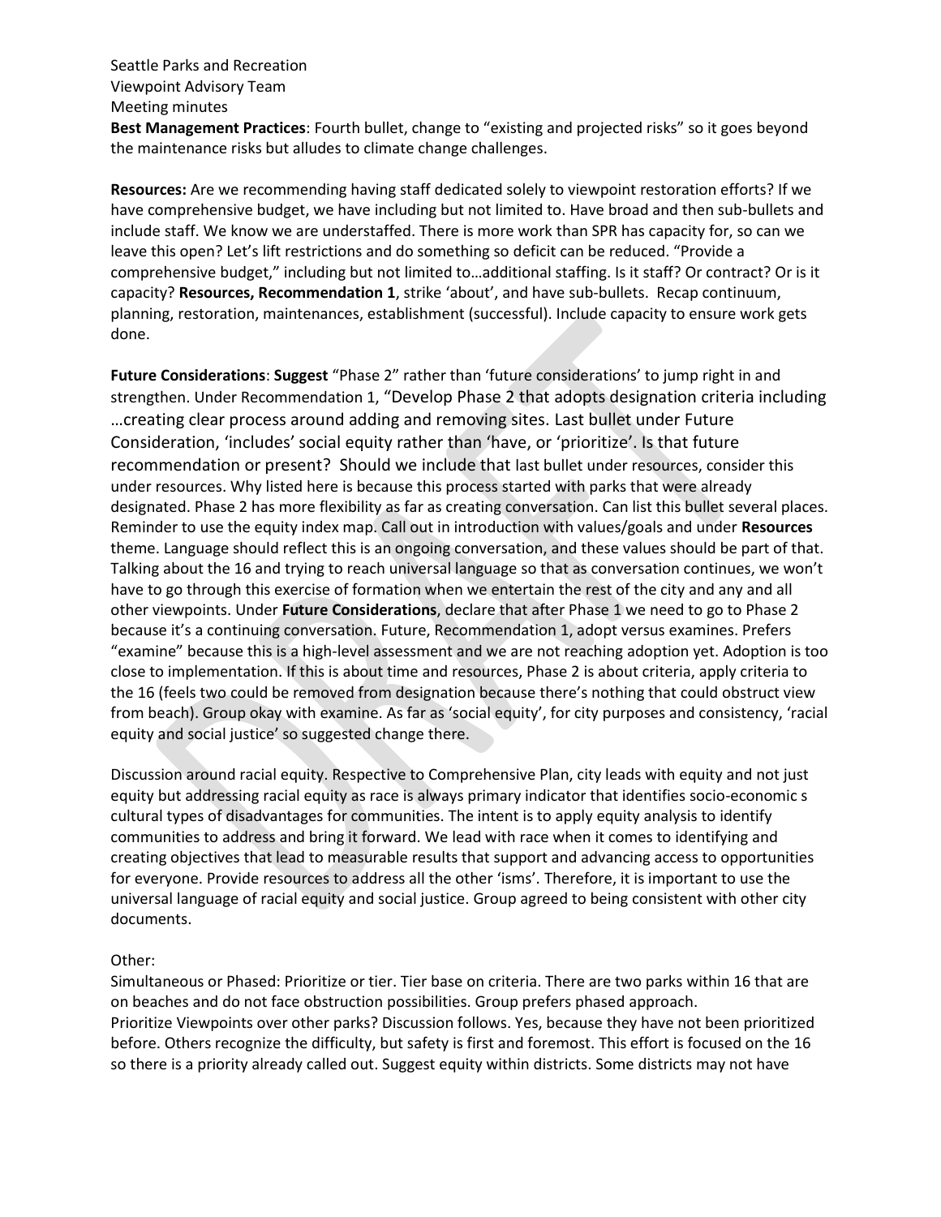Seattle Parks and Recreation
Viewpoint Advisory Team
Meeting minutes

**Best Management Practices**: Fourth bullet, change to "existing and projected risks" so it goes beyond the maintenance risks but alludes to climate change challenges.

**Resources:** Are we recommending having staff dedicated solely to viewpoint restoration efforts? If we have comprehensive budget, we have including but not limited to. Have broad and then sub-bullets and include staff. We know we are understaffed. There is more work than SPR has capacity for, so can we leave this open? Let's lift restrictions and do something so deficit can be reduced. "Provide a comprehensive budget," including but not limited to…additional staffing. Is it staff? Or contract? Or is it capacity? **Resources, Recommendation 1**, strike 'about', and have sub-bullets. Recap continuum, planning, restoration, maintenances, establishment (successful). Include capacity to ensure work gets done.

**Future Considerations**: **Suggest** "Phase 2" rather than 'future considerations' to jump right in and strengthen. Under Recommendation 1, "Develop Phase 2 that adopts designation criteria including …creating clear process around adding and removing sites. Last bullet under Future Consideration, 'includes' social equity rather than 'have, or 'prioritize'. Is that future recommendation or present? Should we include that last bullet under resources, consider this under resources. Why listed here is because this process started with parks that were already designated. Phase 2 has more flexibility as far as creating conversation. Can list this bullet several places. Reminder to use the equity index map. Call out in introduction with values/goals and under **Resources** theme. Language should reflect this is an ongoing conversation, and these values should be part of that. Talking about the 16 and trying to reach universal language so that as conversation continues, we won't have to go through this exercise of formation when we entertain the rest of the city and any and all other viewpoints. Under **Future Considerations**, declare that after Phase 1 we need to go to Phase 2 because it's a continuing conversation. Future, Recommendation 1, adopt versus examines. Prefers "examine" because this is a high-level assessment and we are not reaching adoption yet. Adoption is too close to implementation. If this is about time and resources, Phase 2 is about criteria, apply criteria to the 16 (feels two could be removed from designation because there's nothing that could obstruct view from beach). Group okay with examine. As far as 'social equity', for city purposes and consistency, 'racial equity and social justice' so suggested change there.

Discussion around racial equity. Respective to Comprehensive Plan, city leads with equity and not just equity but addressing racial equity as race is always primary indicator that identifies socio-economic s cultural types of disadvantages for communities. The intent is to apply equity analysis to identify communities to address and bring it forward. We lead with race when it comes to identifying and creating objectives that lead to measurable results that support and advancing access to opportunities for everyone. Provide resources to address all the other 'isms'. Therefore, it is important to use the universal language of racial equity and social justice. Group agreed to being consistent with other city documents.

Other:
Simultaneous or Phased: Prioritize or tier. Tier base on criteria. There are two parks within 16 that are on beaches and do not face obstruction possibilities. Group prefers phased approach.
Prioritize Viewpoints over other parks? Discussion follows. Yes, because they have not been prioritized before. Others recognize the difficulty, but safety is first and foremost. This effort is focused on the 16 so there is a priority already called out. Suggest equity within districts. Some districts may not have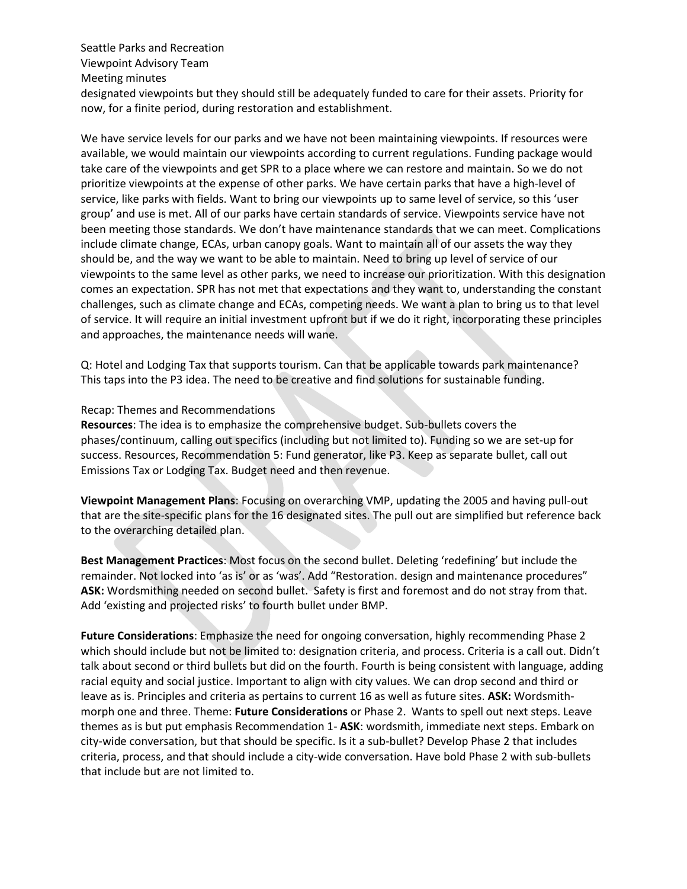designated viewpoints but they should still be adequately funded to care for their assets. Priority for now, for a finite period, during restoration and establishment.

We have service levels for our parks and we have not been maintaining viewpoints. If resources were available, we would maintain our viewpoints according to current regulations. Funding package would take care of the viewpoints and get SPR to a place where we can restore and maintain. So we do not prioritize viewpoints at the expense of other parks. We have certain parks that have a high-level of service, like parks with fields. Want to bring our viewpoints up to same level of service, so this 'user group' and use is met. All of our parks have certain standards of service. Viewpoints service have not been meeting those standards. We don't have maintenance standards that we can meet. Complications include climate change, ECAs, urban canopy goals. Want to maintain all of our assets the way they should be, and the way we want to be able to maintain. Need to bring up level of service of our viewpoints to the same level as other parks, we need to increase our prioritization. With this designation comes an expectation. SPR has not met that expectations and they want to, understanding the constant challenges, such as climate change and ECAs, competing needs. We want a plan to bring us to that level of service. It will require an initial investment upfront but if we do it right, incorporating these principles and approaches, the maintenance needs will wane.

Q: Hotel and Lodging Tax that supports tourism. Can that be applicable towards park maintenance? This taps into the P3 idea. The need to be creative and find solutions for sustainable funding.

Recap: Themes and Recommendations

**Resources**: The idea is to emphasize the comprehensive budget. Sub-bullets covers the phases/continuum, calling out specifics (including but not limited to). Funding so we are set-up for success. Resources, Recommendation 5: Fund generator, like P3. Keep as separate bullet, call out Emissions Tax or Lodging Tax. Budget need and then revenue.

**Viewpoint Management Plans**: Focusing on overarching VMP, updating the 2005 and having pull-out that are the site-specific plans for the 16 designated sites. The pull out are simplified but reference back to the overarching detailed plan.

**Best Management Practices**: Most focus on the second bullet. Deleting 'redefining' but include the remainder. Not locked into 'as is' or as 'was'. Add "Restoration. design and maintenance procedures" **ASK:** Wordsmithing needed on second bullet. Safety is first and foremost and do not stray from that. Add 'existing and projected risks' to fourth bullet under BMP.

**Future Considerations**: Emphasize the need for ongoing conversation, highly recommending Phase 2 which should include but not be limited to: designation criteria, and process. Criteria is a call out. Didn't talk about second or third bullets but did on the fourth. Fourth is being consistent with language, adding racial equity and social justice. Important to align with city values. We can drop second and third or leave as is. Principles and criteria as pertains to current 16 as well as future sites. **ASK:** Wordsmith-morph one and three. Theme: **Future Considerations** or Phase 2. Wants to spell out next steps. Leave themes as is but put emphasis Recommendation 1- **ASK**: wordsmith, immediate next steps. Embark on city-wide conversation, but that should be specific. Is it a sub-bullet? Develop Phase 2 that includes criteria, process, and that should include a city-wide conversation. Have bold Phase 2 with sub-bullets that include but are not limited to.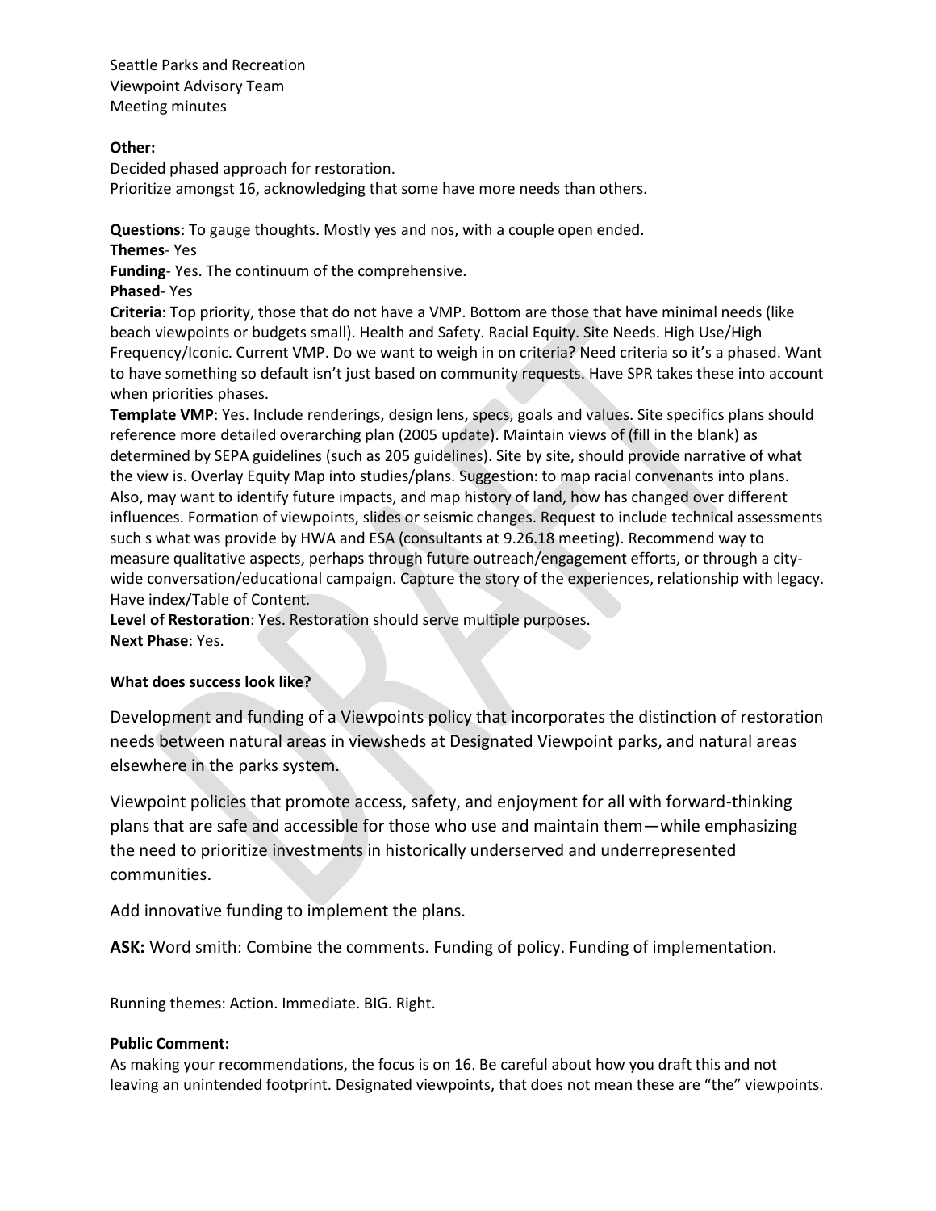Seattle Parks and Recreation
Viewpoint Advisory Team
Meeting minutes

**Other:**
Decided phased approach for restoration.
Prioritize amongst 16, acknowledging that some have more needs than others.

**Questions**: To gauge thoughts. Mostly yes and nos, with a couple open ended.
**Themes**- Yes
**Funding**- Yes. The continuum of the comprehensive.
**Phased**- Yes
**Criteria**: Top priority, those that do not have a VMP. Bottom are those that have minimal needs (like beach viewpoints or budgets small). Health and Safety. Racial Equity. Site Needs. High Use/High Frequency/Iconic. Current VMP. Do we want to weigh in on criteria? Need criteria so it's a phased. Want to have something so default isn't just based on community requests. Have SPR takes these into account when priorities phases.
**Template VMP**: Yes. Include renderings, design lens, specs, goals and values. Site specifics plans should reference more detailed overarching plan (2005 update). Maintain views of (fill in the blank) as determined by SEPA guidelines (such as 205 guidelines). Site by site, should provide narrative of what the view is. Overlay Equity Map into studies/plans. Suggestion: to map racial convenants into plans. Also, may want to identify future impacts, and map history of land, how has changed over different influences. Formation of viewpoints, slides or seismic changes. Request to include technical assessments such s what was provide by HWA and ESA (consultants at 9.26.18 meeting). Recommend way to measure qualitative aspects, perhaps through future outreach/engagement efforts, or through a city-wide conversation/educational campaign. Capture the story of the experiences, relationship with legacy. Have index/Table of Content.
**Level of Restoration**: Yes. Restoration should serve multiple purposes.
**Next Phase**: Yes.

**What does success look like?**

Development and funding of a Viewpoints policy that incorporates the distinction of restoration needs between natural areas in viewsheds at Designated Viewpoint parks, and natural areas elsewhere in the parks system.

Viewpoint policies that promote access, safety, and enjoyment for all with forward-thinking plans that are safe and accessible for those who use and maintain them—while emphasizing the need to prioritize investments in historically underserved and underrepresented communities.

Add innovative funding to implement the plans.

**ASK:** Word smith: Combine the comments. Funding of policy. Funding of implementation.

Running themes: Action. Immediate. BIG. Right.

**Public Comment:**
As making your recommendations, the focus is on 16. Be careful about how you draft this and not leaving an unintended footprint. Designated viewpoints, that does not mean these are "the" viewpoints.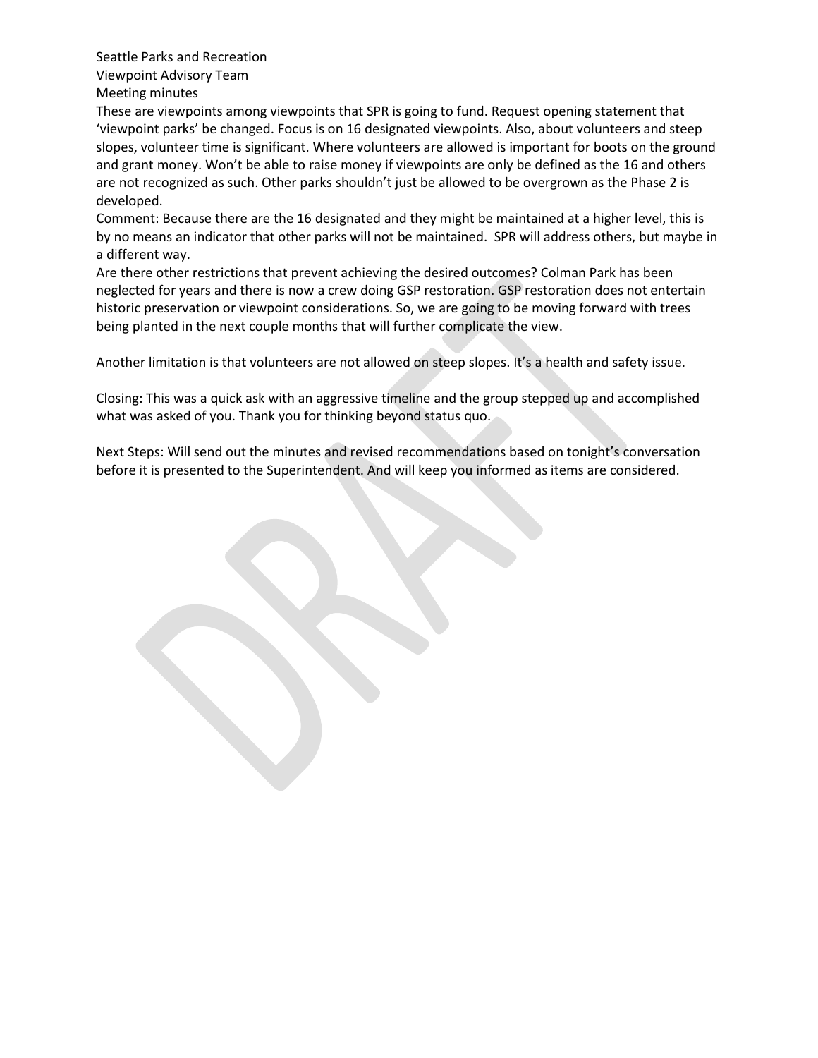Seattle Parks and Recreation
Viewpoint Advisory Team
Meeting minutes

These are viewpoints among viewpoints that SPR is going to fund. Request opening statement that 'viewpoint parks' be changed. Focus is on 16 designated viewpoints. Also, about volunteers and steep slopes, volunteer time is significant. Where volunteers are allowed is important for boots on the ground and grant money. Won't be able to raise money if viewpoints are only be defined as the 16 and others are not recognized as such. Other parks shouldn't just be allowed to be overgrown as the Phase 2 is developed.

Comment: Because there are the 16 designated and they might be maintained at a higher level, this is by no means an indicator that other parks will not be maintained. SPR will address others, but maybe in a different way.

Are there other restrictions that prevent achieving the desired outcomes? Colman Park has been neglected for years and there is now a crew doing GSP restoration. GSP restoration does not entertain historic preservation or viewpoint considerations. So, we are going to be moving forward with trees being planted in the next couple months that will further complicate the view.

Another limitation is that volunteers are not allowed on steep slopes. It's a health and safety issue.

Closing: This was a quick ask with an aggressive timeline and the group stepped up and accomplished what was asked of you. Thank you for thinking beyond status quo.

Next Steps: Will send out the minutes and revised recommendations based on tonight's conversation before it is presented to the Superintendent. And will keep you informed as items are considered.